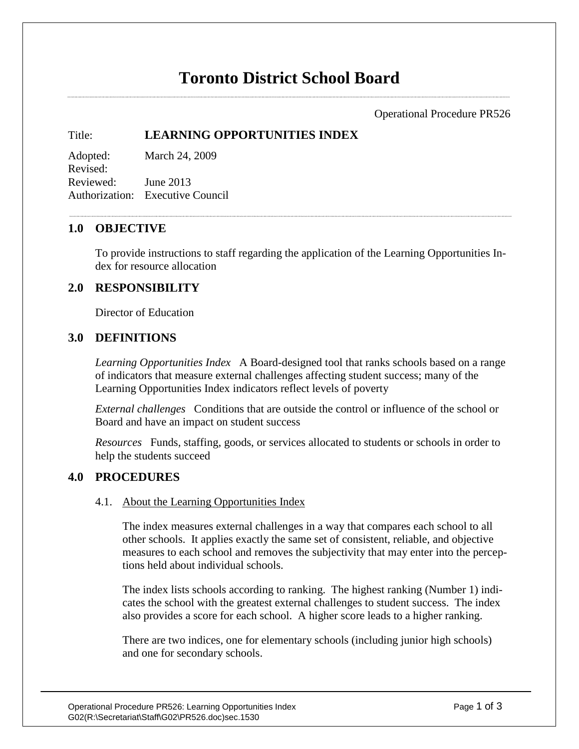# Toronto District School Board

Operational Procedure PR526

Title: **LEARNING OPPORTUNITIES INDEX**

Adopted: March 24, 2009
Revised:
Reviewed: June 2013
Authorization: Executive Council

## 1.0 OBJECTIVE

To provide instructions to staff regarding the application of the Learning Opportunities Index for resource allocation

## 2.0 RESPONSIBILITY

Director of Education

## 3.0 DEFINITIONS

*Learning Opportunities Index* A Board-designed tool that ranks schools based on a range of indicators that measure external challenges affecting student success; many of the Learning Opportunities Index indicators reflect levels of poverty

*External challenges* Conditions that are outside the control or influence of the school or Board and have an impact on student success

*Resources* Funds, staffing, goods, or services allocated to students or schools in order to help the students succeed

## 4.0 PROCEDURES

### 4.1. About the Learning Opportunities Index

The index measures external challenges in a way that compares each school to all other schools. It applies exactly the same set of consistent, reliable, and objective measures to each school and removes the subjectivity that may enter into the perceptions held about individual schools.

The index lists schools according to ranking. The highest ranking (Number 1) indicates the school with the greatest external challenges to student success. The index also provides a score for each school. A higher score leads to a higher ranking.

There are two indices, one for elementary schools (including junior high schools) and one for secondary schools.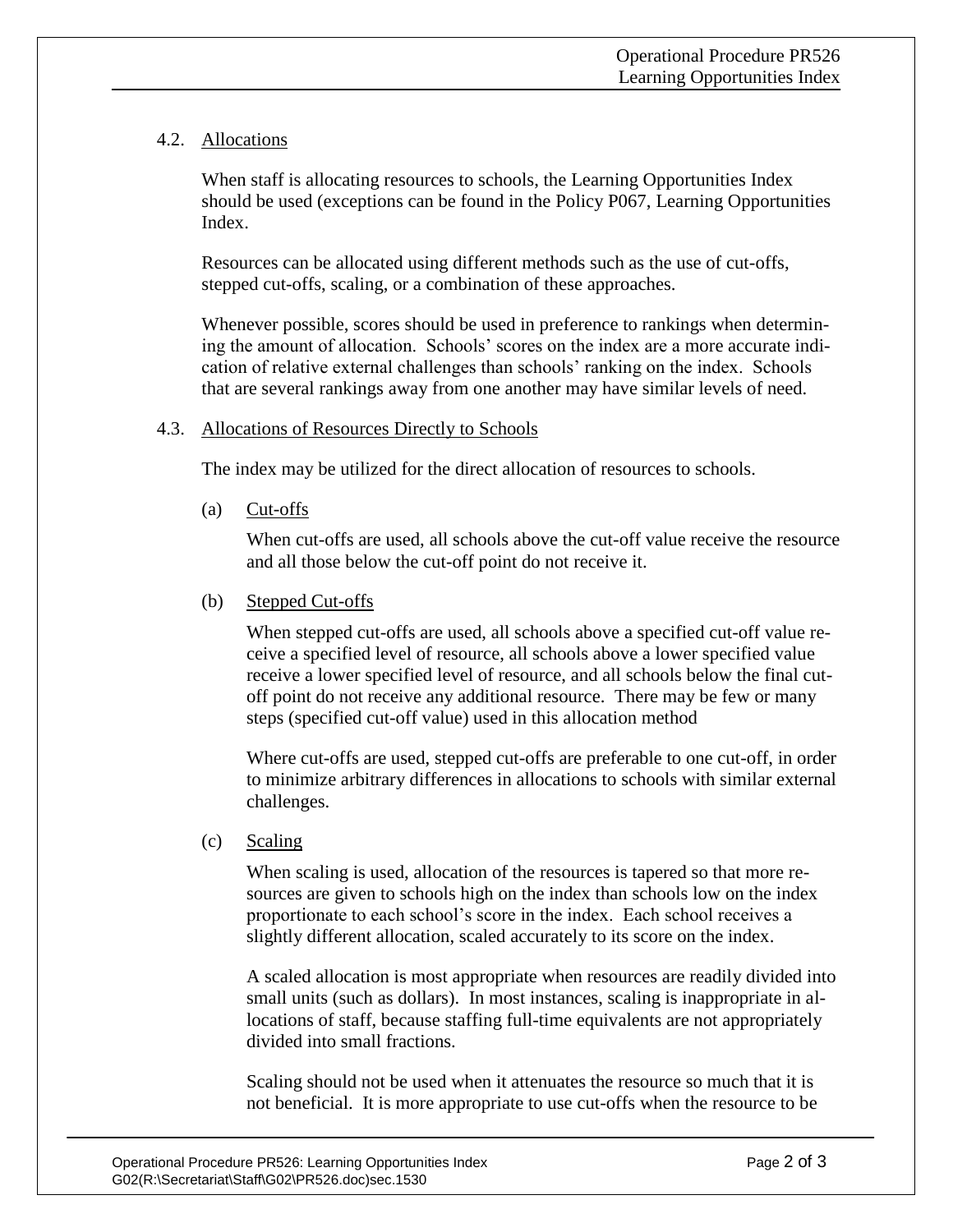### 4.2. Allocations

When staff is allocating resources to schools, the Learning Opportunities Index should be used (exceptions can be found in the Policy P067, Learning Opportunities Index.

Resources can be allocated using different methods such as the use of cut-offs, stepped cut-offs, scaling, or a combination of these approaches.

Whenever possible, scores should be used in preference to rankings when determining the amount of allocation. Schools' scores on the index are a more accurate indication of relative external challenges than schools' ranking on the index. Schools that are several rankings away from one another may have similar levels of need.

### 4.3. Allocations of Resources Directly to Schools

The index may be utilized for the direct allocation of resources to schools.

(a) Cut-offs

When cut-offs are used, all schools above the cut-off value receive the resource and all those below the cut-off point do not receive it.

(b) Stepped Cut-offs

When stepped cut-offs are used, all schools above a specified cut-off value receive a specified level of resource, all schools above a lower specified value receive a lower specified level of resource, and all schools below the final cut-off point do not receive any additional resource. There may be few or many steps (specified cut-off value) used in this allocation method

Where cut-offs are used, stepped cut-offs are preferable to one cut-off, in order to minimize arbitrary differences in allocations to schools with similar external challenges.

(c) Scaling

When scaling is used, allocation of the resources is tapered so that more resources are given to schools high on the index than schools low on the index proportionate to each school's score in the index. Each school receives a slightly different allocation, scaled accurately to its score on the index.

A scaled allocation is most appropriate when resources are readily divided into small units (such as dollars). In most instances, scaling is inappropriate in allocations of staff, because staffing full-time equivalents are not appropriately divided into small fractions.

Scaling should not be used when it attenuates the resource so much that it is not beneficial. It is more appropriate to use cut-offs when the resource to be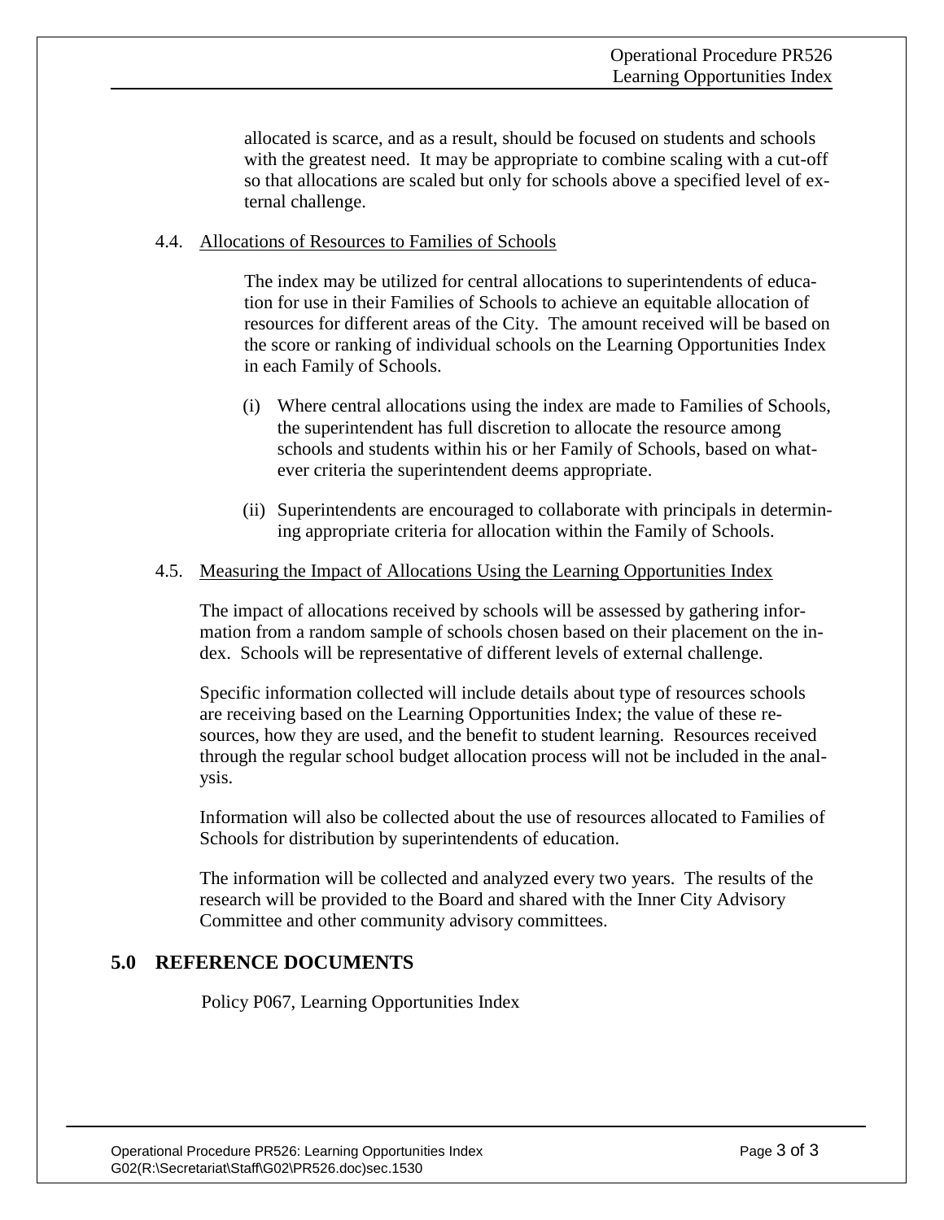allocated is scarce, and as a result, should be focused on students and schools with the greatest need. It may be appropriate to combine scaling with a cut-off so that allocations are scaled but only for schools above a specified level of external challenge.

4.4. Allocations of Resources to Families of Schools

The index may be utilized for central allocations to superintendents of education for use in their Families of Schools to achieve an equitable allocation of resources for different areas of the City. The amount received will be based on the score or ranking of individual schools on the Learning Opportunities Index in each Family of Schools.

(i) Where central allocations using the index are made to Families of Schools, the superintendent has full discretion to allocate the resource among schools and students within his or her Family of Schools, based on whatever criteria the superintendent deems appropriate.

(ii) Superintendents are encouraged to collaborate with principals in determining appropriate criteria for allocation within the Family of Schools.

4.5. Measuring the Impact of Allocations Using the Learning Opportunities Index

The impact of allocations received by schools will be assessed by gathering information from a random sample of schools chosen based on their placement on the index. Schools will be representative of different levels of external challenge.

Specific information collected will include details about type of resources schools are receiving based on the Learning Opportunities Index; the value of these resources, how they are used, and the benefit to student learning. Resources received through the regular school budget allocation process will not be included in the analysis.

Information will also be collected about the use of resources allocated to Families of Schools for distribution by superintendents of education.

The information will be collected and analyzed every two years. The results of the research will be provided to the Board and shared with the Inner City Advisory Committee and other community advisory committees.

## 5.0 REFERENCE DOCUMENTS

Policy P067, Learning Opportunities Index